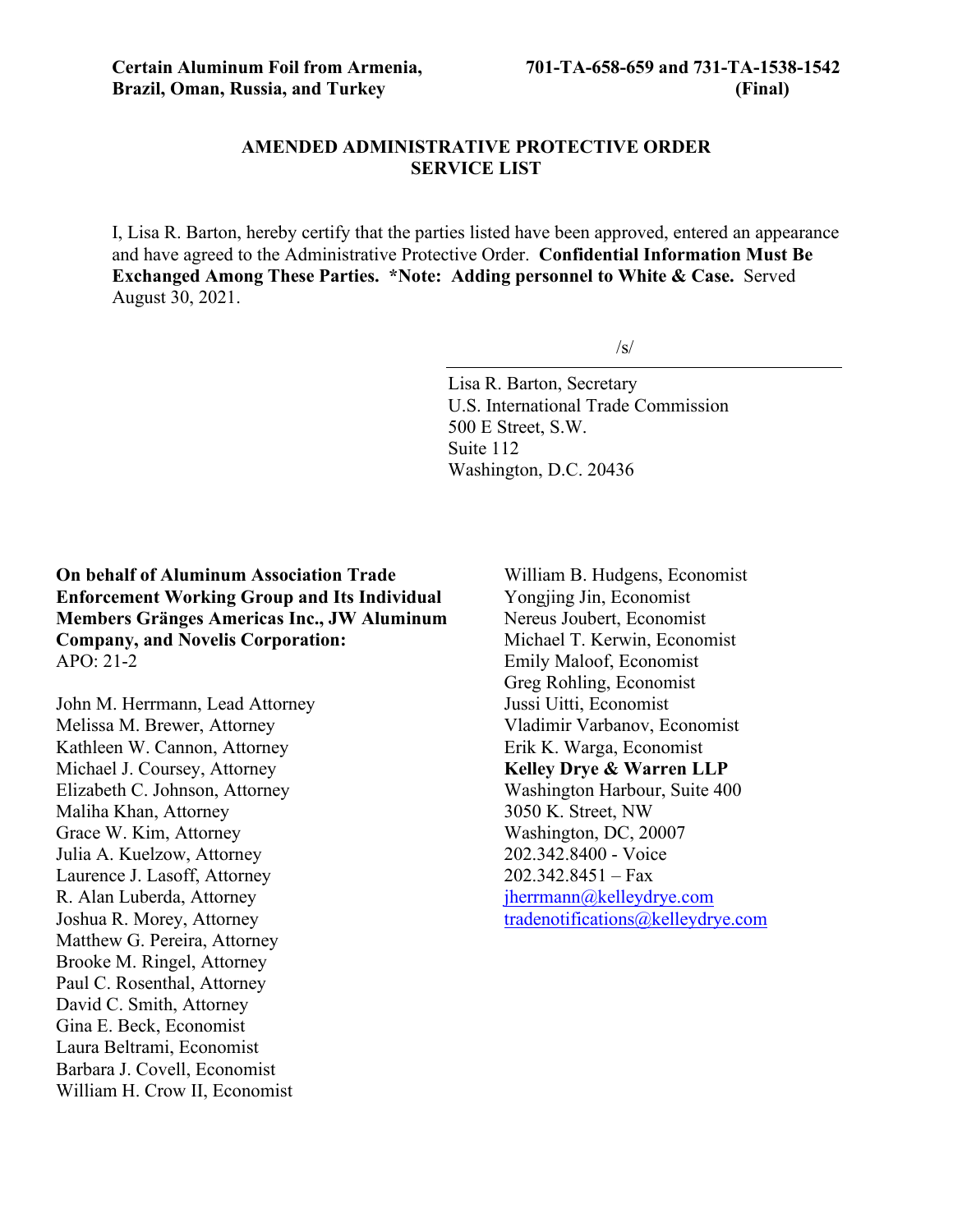**Certain Aluminum Foil from Armenia, Brazil, Oman, Russia, and Turkey**

**701-TA-658-659 and 731-TA-1538-1542 (Final)**

## AMENDED ADMINISTRATIVE PROTECTIVE ORDER SERVICE LIST

I, Lisa R. Barton, hereby certify that the parties listed have been approved, entered an appearance and have agreed to the Administrative Protective Order. **Confidential Information Must Be Exchanged Among These Parties. *Note: Adding personnel to White & Case.** Served August 30, 2021.

/s/

Lisa R. Barton, Secretary
U.S. International Trade Commission
500 E Street, S.W.
Suite 112
Washington, D.C. 20436

**On behalf of Aluminum Association Trade Enforcement Working Group and Its Individual Members Gränges Americas Inc., JW Aluminum Company, and Novelis Corporation:**
APO: 21-2

John M. Herrmann, Lead Attorney
Melissa M. Brewer, Attorney
Kathleen W. Cannon, Attorney
Michael J. Coursey, Attorney
Elizabeth C. Johnson, Attorney
Maliha Khan, Attorney
Grace W. Kim, Attorney
Julia A. Kuelzow, Attorney
Laurence J. Lasoff, Attorney
R. Alan Luberda, Attorney
Joshua R. Morey, Attorney
Matthew G. Pereira, Attorney
Brooke M. Ringel, Attorney
Paul C. Rosenthal, Attorney
David C. Smith, Attorney
Gina E. Beck, Economist
Laura Beltrami, Economist
Barbara J. Covell, Economist
William H. Crow II, Economist
William B. Hudgens, Economist
Yongjing Jin, Economist
Nereus Joubert, Economist
Michael T. Kerwin, Economist
Emily Maloof, Economist
Greg Rohling, Economist
Jussi Uitti, Economist
Vladimir Varbanov, Economist
Erik K. Warga, Economist
**Kelley Drye & Warren LLP**
Washington Harbour, Suite 400
3050 K. Street, NW
Washington, DC, 20007
202.342.8400 - Voice
202.342.8451 – Fax
jherrmann@kelleydrye.com
tradenotifications@kelleydrye.com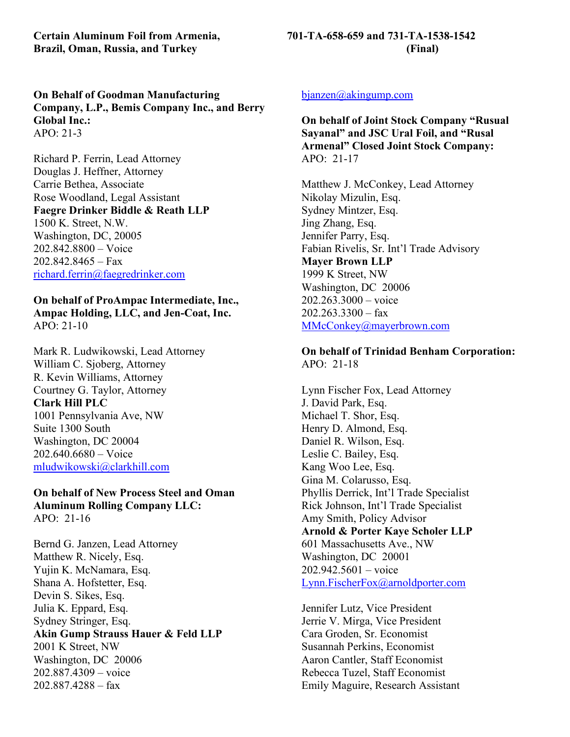**Certain Aluminum Foil from Armenia, Brazil, Oman, Russia, and Turkey**

**701-TA-658-659 and 731-TA-1538-1542 (Final)**

**On Behalf of Goodman Manufacturing Company, L.P., Bemis Company Inc., and Berry Global Inc.:**
APO: 21-3

Richard P. Ferrin, Lead Attorney
Douglas J. Heffner, Attorney
Carrie Bethea, Associate
Rose Woodland, Legal Assistant
**Faegre Drinker Biddle & Reath LLP**
1500 K. Street, N.W.
Washington, DC, 20005
202.842.8800 – Voice
202.842.8465 – Fax
richard.ferrin@faegredrinker.com

**On behalf of ProAmpac Intermediate, Inc., Ampac Holding, LLC, and Jen-Coat, Inc.**
APO: 21-10

Mark R. Ludwikowski, Lead Attorney
William C. Sjoberg, Attorney
R. Kevin Williams, Attorney
Courtney G. Taylor, Attorney
**Clark Hill PLC**
1001 Pennsylvania Ave, NW
Suite 1300 South
Washington, DC 20004
202.640.6680 – Voice
mludwikowski@clarkhill.com

**On behalf of New Process Steel and Oman Aluminum Rolling Company LLC:**
APO: 21-16

Bernd G. Janzen, Lead Attorney
Matthew R. Nicely, Esq.
Yujin K. McNamara, Esq.
Shana A. Hofstetter, Esq.
Devin S. Sikes, Esq.
Julia K. Eppard, Esq.
Sydney Stringer, Esq.
**Akin Gump Strauss Hauer & Feld LLP**
2001 K Street, NW
Washington, DC 20006
202.887.4309 – voice
202.887.4288 – fax
bjanzen@akingump.com

**On behalf of Joint Stock Company "Rusual Sayanal" and JSC Ural Foil, and "Rusal Armenal" Closed Joint Stock Company:**
APO: 21-17

Matthew J. McConkey, Lead Attorney
Nikolay Mizulin, Esq.
Sydney Mintzer, Esq.
Jing Zhang, Esq.
Jennifer Parry, Esq.
Fabian Rivelis, Sr. Int'l Trade Advisory
**Mayer Brown LLP**
1999 K Street, NW
Washington, DC 20006
202.263.3000 – voice
202.263.3300 – fax
MMcConkey@mayerbrown.com

**On behalf of Trinidad Benham Corporation:**
APO: 21-18

Lynn Fischer Fox, Lead Attorney
J. David Park, Esq.
Michael T. Shor, Esq.
Henry D. Almond, Esq.
Daniel R. Wilson, Esq.
Leslie C. Bailey, Esq.
Kang Woo Lee, Esq.
Gina M. Colarusso, Esq.
Phyllis Derrick, Int'l Trade Specialist
Rick Johnson, Int'l Trade Specialist
Amy Smith, Policy Advisor
**Arnold & Porter Kaye Scholer LLP**
601 Massachusetts Ave., NW
Washington, DC 20001
202.942.5601 – voice
Lynn.FischerFox@arnoldporter.com

Jennifer Lutz, Vice President
Jerrie V. Mirga, Vice President
Cara Groden, Sr. Economist
Susannah Perkins, Economist
Aaron Cantler, Staff Economist
Rebecca Tuzel, Staff Economist
Emily Maguire, Research Assistant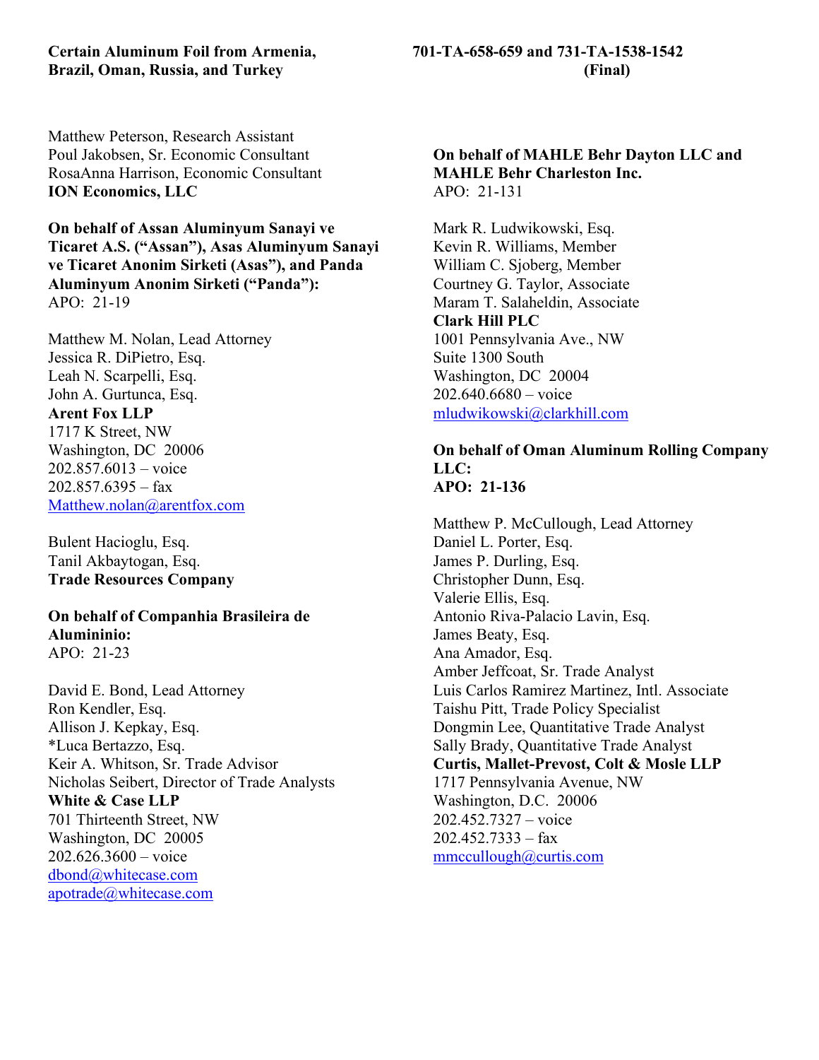**Certain Aluminum Foil from Armenia, Brazil, Oman, Russia, and Turkey**

**701-TA-658-659 and 731-TA-1538-1542 (Final)**

Matthew Peterson, Research Assistant
Poul Jakobsen, Sr. Economic Consultant
RosaAnna Harrison, Economic Consultant
**ION Economics, LLC**

**On behalf of Assan Aluminyum Sanayi ve Ticaret A.S. ("Assan"), Asas Aluminyum Sanayi ve Ticaret Anonim Sirketi (Asas"), and Panda Aluminyum Anonim Sirketi ("Panda"):**
APO: 21-19

Matthew M. Nolan, Lead Attorney
Jessica R. DiPietro, Esq.
Leah N. Scarpelli, Esq.
John A. Gurtunca, Esq.
**Arent Fox LLP**
1717 K Street, NW
Washington, DC 20006
202.857.6013 – voice
202.857.6395 – fax
Matthew.nolan@arentfox.com

Bulent Hacioglu, Esq.
Tanil Akbaytogan, Esq.
**Trade Resources Company**

**On behalf of Companhia Brasileira de Alumininio:**
APO: 21-23

David E. Bond, Lead Attorney
Ron Kendler, Esq.
Allison J. Kepkay, Esq.
*Luca Bertazzo, Esq.
Keir A. Whitson, Sr. Trade Advisor
Nicholas Seibert, Director of Trade Analysts
**White & Case LLP**
701 Thirteenth Street, NW
Washington, DC 20005
202.626.3600 – voice
dbond@whitecase.com
apotrade@whitecase.com

**On behalf of MAHLE Behr Dayton LLC and MAHLE Behr Charleston Inc.**
APO: 21-131

Mark R. Ludwikowski, Esq.
Kevin R. Williams, Member
William C. Sjoberg, Member
Courtney G. Taylor, Associate
Maram T. Salaheldin, Associate
**Clark Hill PLC**
1001 Pennsylvania Ave., NW
Suite 1300 South
Washington, DC 20004
202.640.6680 – voice
mludwikowski@clarkhill.com

**On behalf of Oman Aluminum Rolling Company LLC:**
**APO: 21-136**

Matthew P. McCullough, Lead Attorney
Daniel L. Porter, Esq.
James P. Durling, Esq.
Christopher Dunn, Esq.
Valerie Ellis, Esq.
Antonio Riva-Palacio Lavin, Esq.
James Beaty, Esq.
Ana Amador, Esq.
Amber Jeffcoat, Sr. Trade Analyst
Luis Carlos Ramirez Martinez, Intl. Associate
Taishu Pitt, Trade Policy Specialist
Dongmin Lee, Quantitative Trade Analyst
Sally Brady, Quantitative Trade Analyst
**Curtis, Mallet-Prevost, Colt & Mosle LLP**
1717 Pennsylvania Avenue, NW
Washington, D.C. 20006
202.452.7327 – voice
202.452.7333 – fax
mmccullough@curtis.com